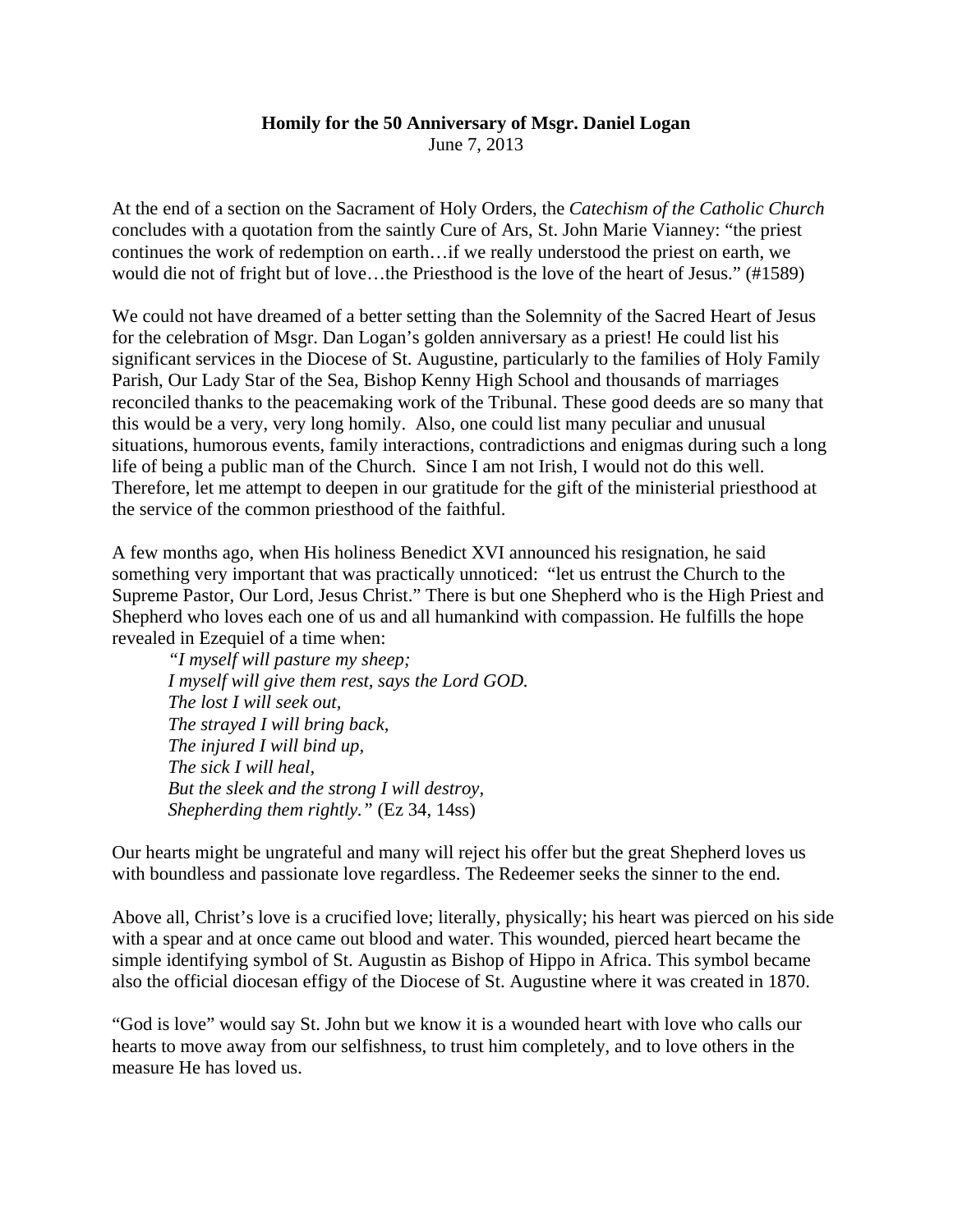**Homily for the 50 Anniversary of Msgr. Daniel Logan**
June 7, 2013

At the end of a section on the Sacrament of Holy Orders, the *Catechism of the Catholic Church* concludes with a quotation from the saintly Cure of Ars, St. John Marie Vianney: "the priest continues the work of redemption on earth…if we really understood the priest on earth, we would die not of fright but of love…the Priesthood is the love of the heart of Jesus." (#1589)

We could not have dreamed of a better setting than the Solemnity of the Sacred Heart of Jesus for the celebration of Msgr. Dan Logan's golden anniversary as a priest! He could list his significant services in the Diocese of St. Augustine, particularly to the families of Holy Family Parish, Our Lady Star of the Sea, Bishop Kenny High School and thousands of marriages reconciled thanks to the peacemaking work of the Tribunal. These good deeds are so many that this would be a very, very long homily. Also, one could list many peculiar and unusual situations, humorous events, family interactions, contradictions and enigmas during such a long life of being a public man of the Church. Since I am not Irish, I would not do this well. Therefore, let me attempt to deepen in our gratitude for the gift of the ministerial priesthood at the service of the common priesthood of the faithful.

A few months ago, when His holiness Benedict XVI announced his resignation, he said something very important that was practically unnoticed: "let us entrust the Church to the Supreme Pastor, Our Lord, Jesus Christ." There is but one Shepherd who is the High Priest and Shepherd who loves each one of us and all humankind with compassion. He fulfills the hope revealed in Ezequiel of a time when:

> *"I myself will pasture my sheep;*
> *I myself will give them rest, says the Lord GOD.*
> *The lost I will seek out,*
> *The strayed I will bring back,*
> *The injured I will bind up,*
> *The sick I will heal,*
> *But the sleek and the strong I will destroy,*
> *Shepherding them rightly."* (Ez 34, 14ss)

Our hearts might be ungrateful and many will reject his offer but the great Shepherd loves us with boundless and passionate love regardless. The Redeemer seeks the sinner to the end.

Above all, Christ's love is a crucified love; literally, physically; his heart was pierced on his side with a spear and at once came out blood and water. This wounded, pierced heart became the simple identifying symbol of St. Augustin as Bishop of Hippo in Africa. This symbol became also the official diocesan effigy of the Diocese of St. Augustine where it was created in 1870.

"God is love" would say St. John but we know it is a wounded heart with love who calls our hearts to move away from our selfishness, to trust him completely, and to love others in the measure He has loved us.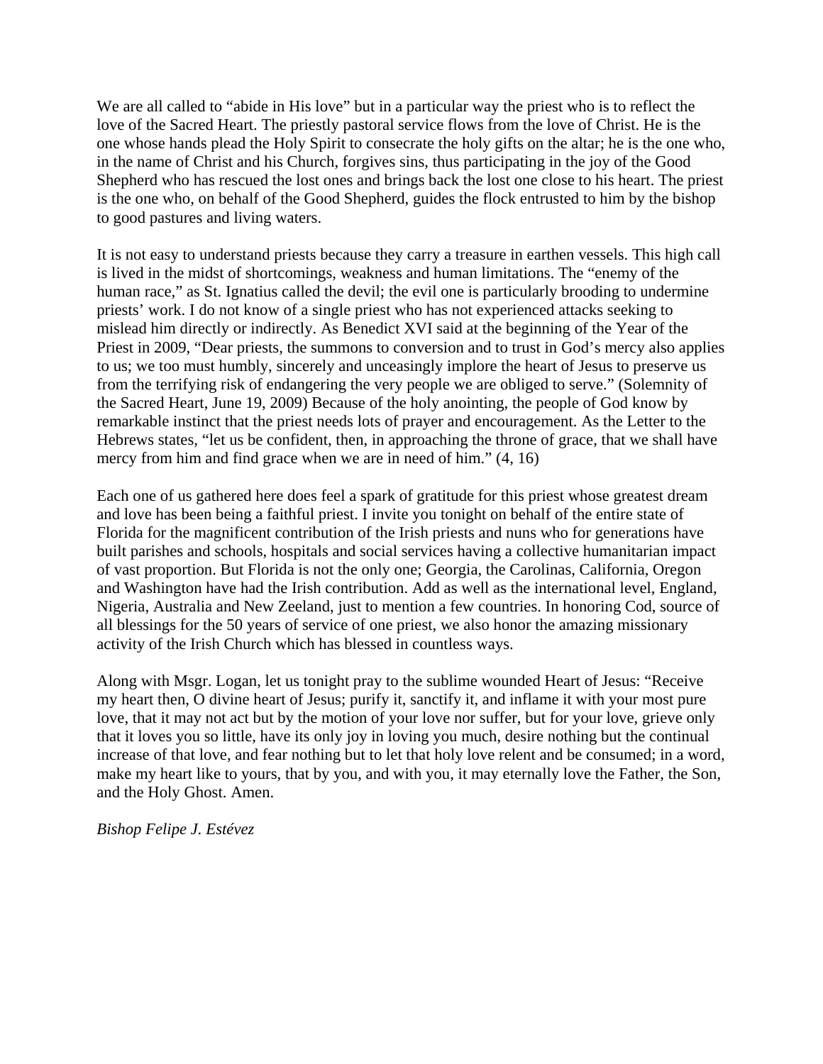We are all called to "abide in His love" but in a particular way the priest who is to reflect the love of the Sacred Heart. The priestly pastoral service flows from the love of Christ. He is the one whose hands plead the Holy Spirit to consecrate the holy gifts on the altar; he is the one who, in the name of Christ and his Church, forgives sins, thus participating in the joy of the Good Shepherd who has rescued the lost ones and brings back the lost one close to his heart. The priest is the one who, on behalf of the Good Shepherd, guides the flock entrusted to him by the bishop to good pastures and living waters.

It is not easy to understand priests because they carry a treasure in earthen vessels. This high call is lived in the midst of shortcomings, weakness and human limitations. The "enemy of the human race," as St. Ignatius called the devil; the evil one is particularly brooding to undermine priests' work. I do not know of a single priest who has not experienced attacks seeking to mislead him directly or indirectly. As Benedict XVI said at the beginning of the Year of the Priest in 2009, "Dear priests, the summons to conversion and to trust in God's mercy also applies to us; we too must humbly, sincerely and unceasingly implore the heart of Jesus to preserve us from the terrifying risk of endangering the very people we are obliged to serve." (Solemnity of the Sacred Heart, June 19, 2009) Because of the holy anointing, the people of God know by remarkable instinct that the priest needs lots of prayer and encouragement. As the Letter to the Hebrews states, "let us be confident, then, in approaching the throne of grace, that we shall have mercy from him and find grace when we are in need of him." (4, 16)

Each one of us gathered here does feel a spark of gratitude for this priest whose greatest dream and love has been being a faithful priest. I invite you tonight on behalf of the entire state of Florida for the magnificent contribution of the Irish priests and nuns who for generations have built parishes and schools, hospitals and social services having a collective humanitarian impact of vast proportion. But Florida is not the only one; Georgia, the Carolinas, California, Oregon and Washington have had the Irish contribution. Add as well as the international level, England, Nigeria, Australia and New Zeeland, just to mention a few countries. In honoring Cod, source of all blessings for the 50 years of service of one priest, we also honor the amazing missionary activity of the Irish Church which has blessed in countless ways.

Along with Msgr. Logan, let us tonight pray to the sublime wounded Heart of Jesus: "Receive my heart then, O divine heart of Jesus; purify it, sanctify it, and inflame it with your most pure love, that it may not act but by the motion of your love nor suffer, but for your love, grieve only that it loves you so little, have its only joy in loving you much, desire nothing but the continual increase of that love, and fear nothing but to let that holy love relent and be consumed; in a word, make my heart like to yours, that by you, and with you, it may eternally love the Father, the Son, and the Holy Ghost. Amen.

*Bishop Felipe J. Estévez*